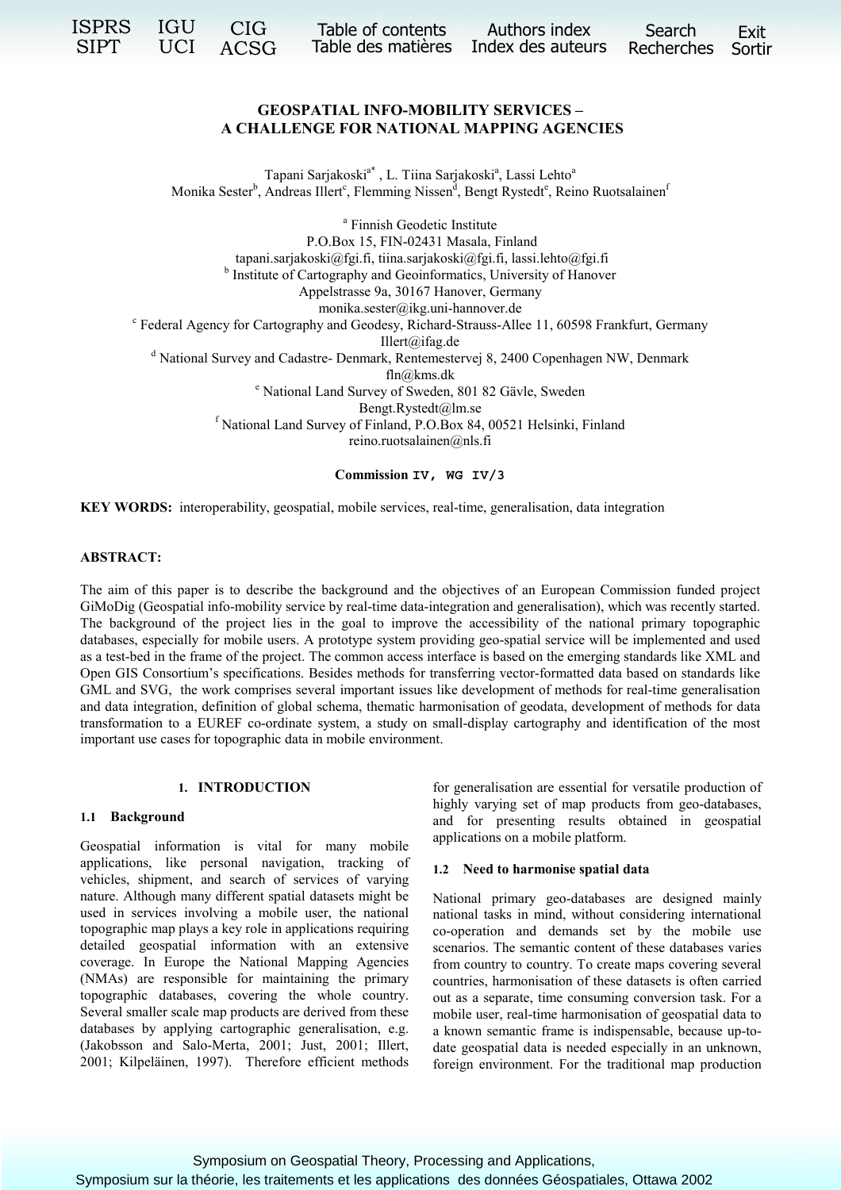# GEOSPATIAL INFO-MOBILITY SERVICES – A CHALLENGE FOR NATIONAL MAPPING AGENCIES

Tapani Sarjakoski[a*], L. Tiina Sarjakoski[a], Lassi Lehto[a]
Monika Sester[b], Andreas Illert[c], Flemming Nissen[d], Bengt Rystedt[e], Reino Ruotsalainen[f]

[a] Finnish Geodetic Institute
P.O.Box 15, FIN-02431 Masala, Finland
tapani.sarjakoski@fgi.fi, tiina.sarjakoski@fgi.fi, lassi.lehto@fgi.fi

[b] Institute of Cartography and Geoinformatics, University of Hanover
Appelstrasse 9a, 30167 Hanover, Germany
monika.sester@ikg.uni-hannover.de

[c] Federal Agency for Cartography and Geodesy, Richard-Strauss-Allee 11, 60598 Frankfurt, Germany
Illert@ifag.de

[d] National Survey and Cadastre- Denmark, Rentemestervej 8, 2400 Copenhagen NW, Denmark
fln@kms.dk

[e] National Land Survey of Sweden, 801 82 Gävle, Sweden
Bengt.Rystedt@lm.se

[f] National Land Survey of Finland, P.O.Box 84, 00521 Helsinki, Finland
reino.ruotsalainen@nls.fi

**Commission IV, WG IV/3**

**KEY WORDS:** interoperability, geospatial, mobile services, real-time, generalisation, data integration

## ABSTRACT:

The aim of this paper is to describe the background and the objectives of an European Commission funded project GiMoDig (Geospatial info-moBility service by real-time data-integration and generalisation), which was recently started. The background of the project lies in the goal to improve the accessibility of the national primary topographic databases, especially for mobile users. A prototype system providing geo-spatial service will be implemented and used as a test-bed in the frame of the project. The common access interface is based on the emerging standards like XML and Open GIS Consortium's specifications. Besides methods for transferring vector-formatted data based on standards like GML and SVG, the work comprises several important issues like development of methods for real-time generalisation and data integration, definition of global schema, thematic harmonisation of geodata, development of methods for data transformation to a EUREF co-ordinate system, a study on small-display cartography and identification of the most important use cases for topographic data in mobile environment.

## 1. INTRODUCTION

### 1.1 Background

Geospatial information is vital for many mobile applications, like personal navigation, tracking of vehicles, shipment, and search of services of varying nature. Although many different spatial datasets might be used in services involving a mobile user, the national topographic map plays a key role in applications requiring detailed geospatial information with an extensive coverage. In Europe the National Mapping Agencies (NMAs) are responsible for maintaining the primary topographic databases, covering the whole country. Several smaller scale map products are derived from these databases by applying cartographic generalisation, e.g. (Jakobsson and Salo-Merta, 2001; Just, 2001; Illert, 2001; Kilpeläinen, 1997). Therefore efficient methods for generalisation are essential for versatile production of highly varying set of map products from geo-databases, and for presenting results obtained in geospatial applications on a mobile platform.

### 1.2 Need to harmonise spatial data

National primary geo-databases are designed mainly national tasks in mind, without considering international co-operation and demands set by the mobile use scenarios. The semantic content of these databases varies from country to country. To create maps covering several countries, harmonisation of these datasets is often carried out as a separate, time consuming conversion task. For a mobile user, real-time harmonisation of geospatial data to a known semantic frame is indispensable, because up-to-date geospatial data is needed especially in an unknown, foreign environment. For the traditional map production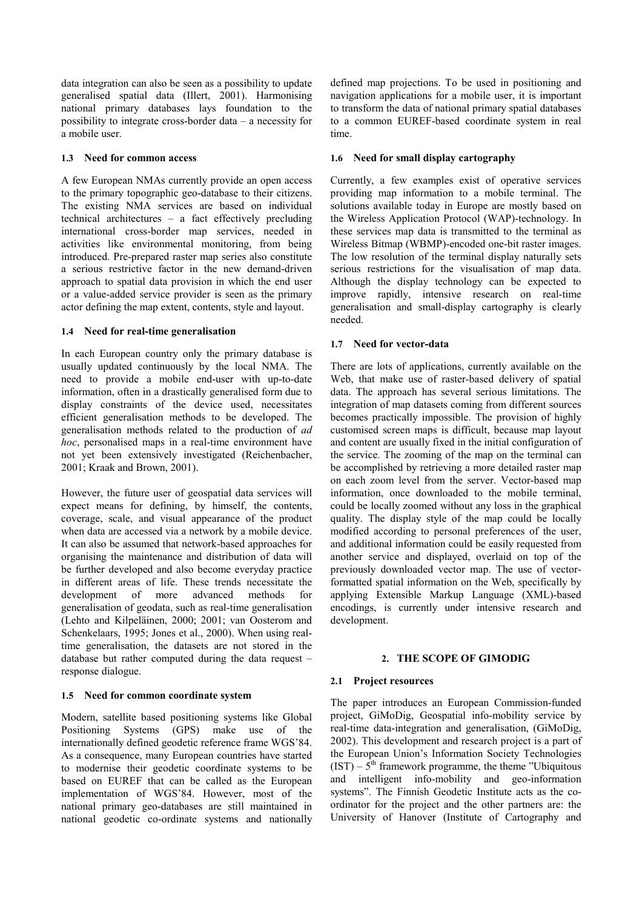data integration can also be seen as a possibility to update generalised spatial data (Illert, 2001). Harmonising national primary databases lays foundation to the possibility to integrate cross-border data – a necessity for a mobile user.

### 1.3 Need for common access

A few European NMAs currently provide an open access to the primary topographic geo-database to their citizens. The existing NMA services are based on individual technical architectures – a fact effectively precluding international cross-border map services, needed in activities like environmental monitoring, from being introduced. Pre-prepared raster map series also constitute a serious restrictive factor in the new demand-driven approach to spatial data provision in which the end user or a value-added service provider is seen as the primary actor defining the map extent, contents, style and layout.

### 1.4 Need for real-time generalisation

In each European country only the primary database is usually updated continuously by the local NMA. The need to provide a mobile end-user with up-to-date information, often in a drastically generalised form due to display constraints of the device used, necessitates efficient generalisation methods to be developed. The generalisation methods related to the production of *ad hoc*, personalised maps in a real-time environment have not yet been extensively investigated (Reichenbacher, 2001; Kraak and Brown, 2001).

However, the future user of geospatial data services will expect means for defining, by himself, the contents, coverage, scale, and visual appearance of the product when data are accessed via a network by a mobile device. It can also be assumed that network-based approaches for organising the maintenance and distribution of data will be further developed and also become everyday practice in different areas of life. These trends necessitate the development of more advanced methods for generalisation of geodata, such as real-time generalisation (Lehto and Kilpeläinen, 2000; 2001; van Oosterom and Schenkelaars, 1995; Jones et al., 2000). When using real-time generalisation, the datasets are not stored in the database but rather computed during the data request – response dialogue.

### 1.5 Need for common coordinate system

Modern, satellite based positioning systems like Global Positioning Systems (GPS) make use of the internationally defined geodetic reference frame WGS'84. As a consequence, many European countries have started to modernise their geodetic coordinate systems to be based on EUREF that can be called as the European implementation of WGS'84. However, most of the national primary geo-databases are still maintained in national geodetic co-ordinate systems and nationally defined map projections. To be used in positioning and navigation applications for a mobile user, it is important to transform the data of national primary spatial databases to a common EUREF-based coordinate system in real time.

### 1.6 Need for small display cartography

Currently, a few examples exist of operative services providing map information to a mobile terminal. The solutions available today in Europe are mostly based on the Wireless Application Protocol (WAP)-technology. In these services map data is transmitted to the terminal as Wireless Bitmap (WBMP)-encoded one-bit raster images. The low resolution of the terminal display naturally sets serious restrictions for the visualisation of map data. Although the display technology can be expected to improve rapidly, intensive research on real-time generalisation and small-display cartography is clearly needed.

### 1.7 Need for vector-data

There are lots of applications, currently available on the Web, that make use of raster-based delivery of spatial data. The approach has several serious limitations. The integration of map datasets coming from different sources becomes practically impossible. The provision of highly customised screen maps is difficult, because map layout and content are usually fixed in the initial configuration of the service. The zooming of the map on the terminal can be accomplished by retrieving a more detailed raster map on each zoom level from the server. Vector-based map information, once downloaded to the mobile terminal, could be locally zoomed without any loss in the graphical quality. The display style of the map could be locally modified according to personal preferences of the user, and additional information could be easily requested from another service and displayed, overlaid on top of the previously downloaded vector map. The use of vector-formatted spatial information on the Web, specifically by applying Extensible Markup Language (XML)-based encodings, is currently under intensive research and development.

## 2. THE SCOPE OF GIMODIG

### 2.1 Project resources

The paper introduces an European Commission-funded project, GiMoDig, Geospatial info-mobility service by real-time data-integration and generalisation, (GiMoDig, 2002). This development and research project is a part of the European Union's Information Society Technologies (IST) – 5th framework programme, the theme "Ubiquitous and intelligent info-mobility and geo-information systems". The Finnish Geodetic Institute acts as the co-ordinator for the project and the other partners are: the University of Hanover (Institute of Cartography and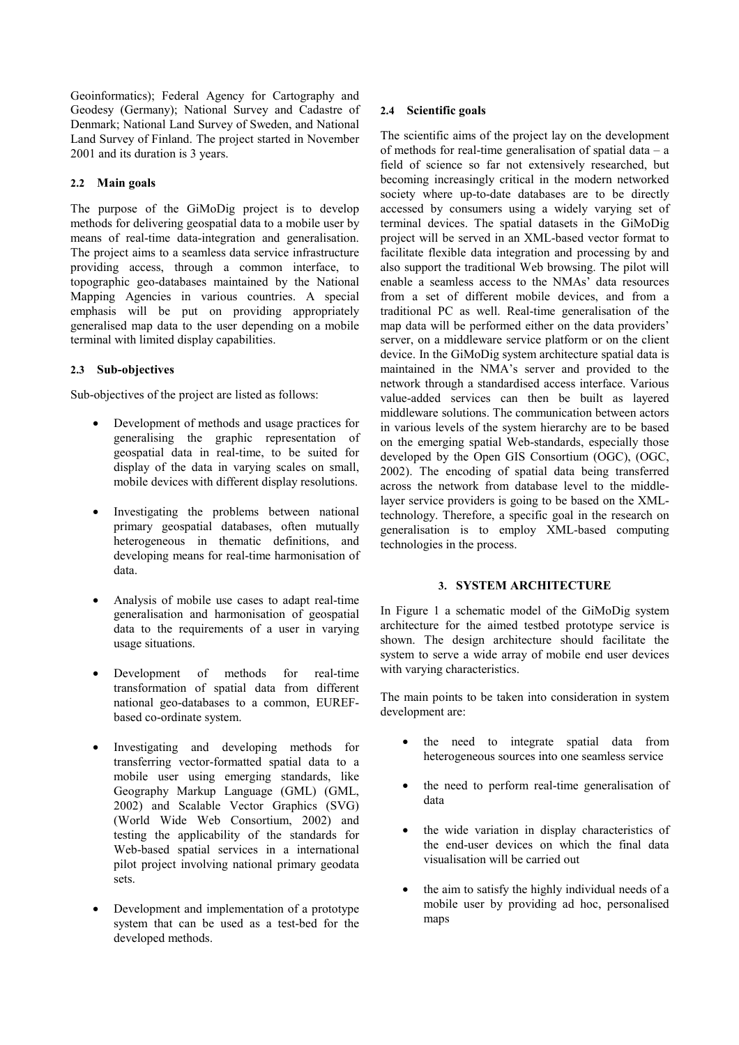Geoinformatics); Federal Agency for Cartography and Geodesy (Germany); National Survey and Cadastre of Denmark; National Land Survey of Sweden, and National Land Survey of Finland. The project started in November 2001 and its duration is 3 years.

### 2.2 Main goals

The purpose of the GiMoDig project is to develop methods for delivering geospatial data to a mobile user by means of real-time data-integration and generalisation. The project aims to a seamless data service infrastructure providing access, through a common interface, to topographic geo-databases maintained by the National Mapping Agencies in various countries. A special emphasis will be put on providing appropriately generalised map data to the user depending on a mobile terminal with limited display capabilities.

### 2.3 Sub-objectives

Sub-objectives of the project are listed as follows:

- Development of methods and usage practices for generalising the graphic representation of geospatial data in real-time, to be suited for display of the data in varying scales on small, mobile devices with different display resolutions.
- Investigating the problems between national primary geospatial databases, often mutually heterogeneous in thematic definitions, and developing means for real-time harmonisation of data.
- Analysis of mobile use cases to adapt real-time generalisation and harmonisation of geospatial data to the requirements of a user in varying usage situations.
- Development of methods for real-time transformation of spatial data from different national geo-databases to a common, EUREF-based co-ordinate system.
- Investigating and developing methods for transferring vector-formatted spatial data to a mobile user using emerging standards, like Geography Markup Language (GML) (GML, 2002) and Scalable Vector Graphics (SVG) (World Wide Web Consortium, 2002) and testing the applicability of the standards for Web-based spatial services in a international pilot project involving national primary geodata sets.
- Development and implementation of a prototype system that can be used as a test-bed for the developed methods.

### 2.4 Scientific goals

The scientific aims of the project lay on the development of methods for real-time generalisation of spatial data – a field of science so far not extensively researched, but becoming increasingly critical in the modern networked society where up-to-date databases are to be directly accessed by consumers using a widely varying set of terminal devices. The spatial datasets in the GiMoDig project will be served in an XML-based vector format to facilitate flexible data integration and processing by and also support the traditional Web browsing. The pilot will enable a seamless access to the NMAs' data resources from a set of different mobile devices, and from a traditional PC as well. Real-time generalisation of the map data will be performed either on the data providers' server, on a middleware service platform or on the client device. In the GiMoDig system architecture spatial data is maintained in the NMA's server and provided to the network through a standardised access interface. Various value-added services can then be built as layered middleware solutions. The communication between actors in various levels of the system hierarchy are to be based on the emerging spatial Web-standards, especially those developed by the Open GIS Consortium (OGC), (OGC, 2002). The encoding of spatial data being transferred across the network from database level to the middle-layer service providers is going to be based on the XML-technology. Therefore, a specific goal in the research on generalisation is to employ XML-based computing technologies in the process.

## 3. SYSTEM ARCHITECTURE

In Figure 1 a schematic model of the GiMoDig system architecture for the aimed testbed prototype service is shown. The design architecture should facilitate the system to serve a wide array of mobile end user devices with varying characteristics.

The main points to be taken into consideration in system development are:

- the need to integrate spatial data from heterogeneous sources into one seamless service
- the need to perform real-time generalisation of data
- the wide variation in display characteristics of the end-user devices on which the final data visualisation will be carried out
- the aim to satisfy the highly individual needs of a mobile user by providing ad hoc, personalised maps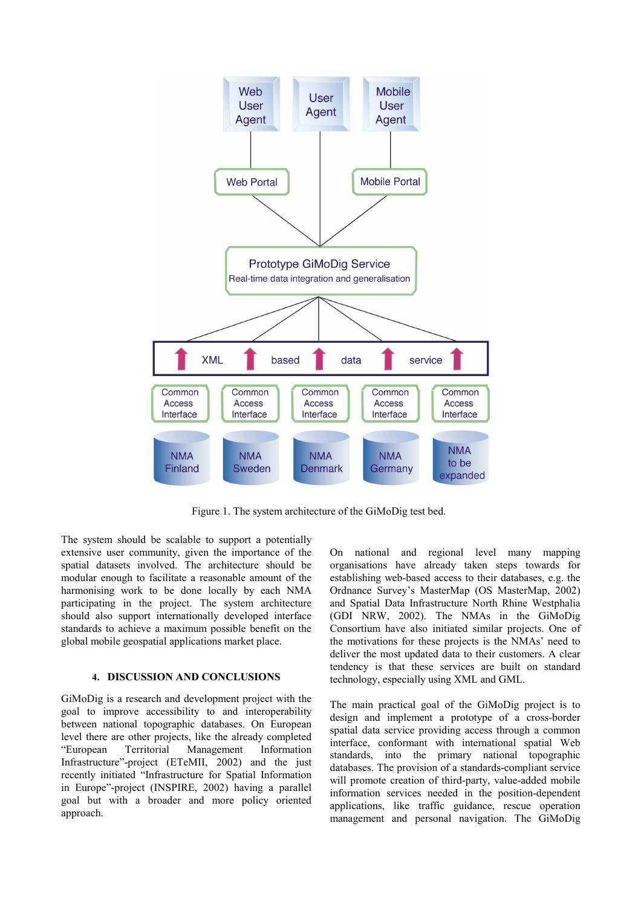Figure 1. The system architecture of the GiMoDig test bed.

The system should be scalable to support a potentially extensive user community, given the importance of the spatial datasets involved. The architecture should be modular enough to facilitate a reasonable amount of the harmonising work to be done locally by each NMA participating in the project. The system architecture should also support internationally developed interface standards to achieve a maximum possible benefit on the global mobile geospatial applications market place.

## 4. DISCUSSION AND CONCLUSIONS

GiMoDig is a research and development project with the goal to improve accessibility to and interoperability between national topographic databases. On European level there are other projects, like the already completed "European Territorial Management Information Infrastructure"-project (ETeMII, 2002) and the just recently initiated "Infrastructure for Spatial Information in Europe"-project (INSPIRE, 2002) having a parallel goal but with a broader and more policy oriented approach.

On national and regional level many mapping organisations have already taken steps towards for establishing web-based access to their databases, e.g. the Ordnance Survey's MasterMap (OS MasterMap, 2002) and Spatial Data Infrastructure North Rhine Westphalia (GDI NRW, 2002). The NMAs in the GiMoDig Consortium have also initiated similar projects. One of the motivations for these projects is the NMAs' need to deliver the most updated data to their customers. A clear tendency is that these services are built on standard technology, especially using XML and GML.

The main practical goal of the GiMoDig project is to design and implement a prototype of a cross-border spatial data service providing access through a common interface, conformant with international spatial Web standards, into the primary national topographic databases. The provision of a standards-compliant service will promote creation of third-party, value-added mobile information services needed in the position-dependent applications, like traffic guidance, rescue operation management and personal navigation. The GiMoDig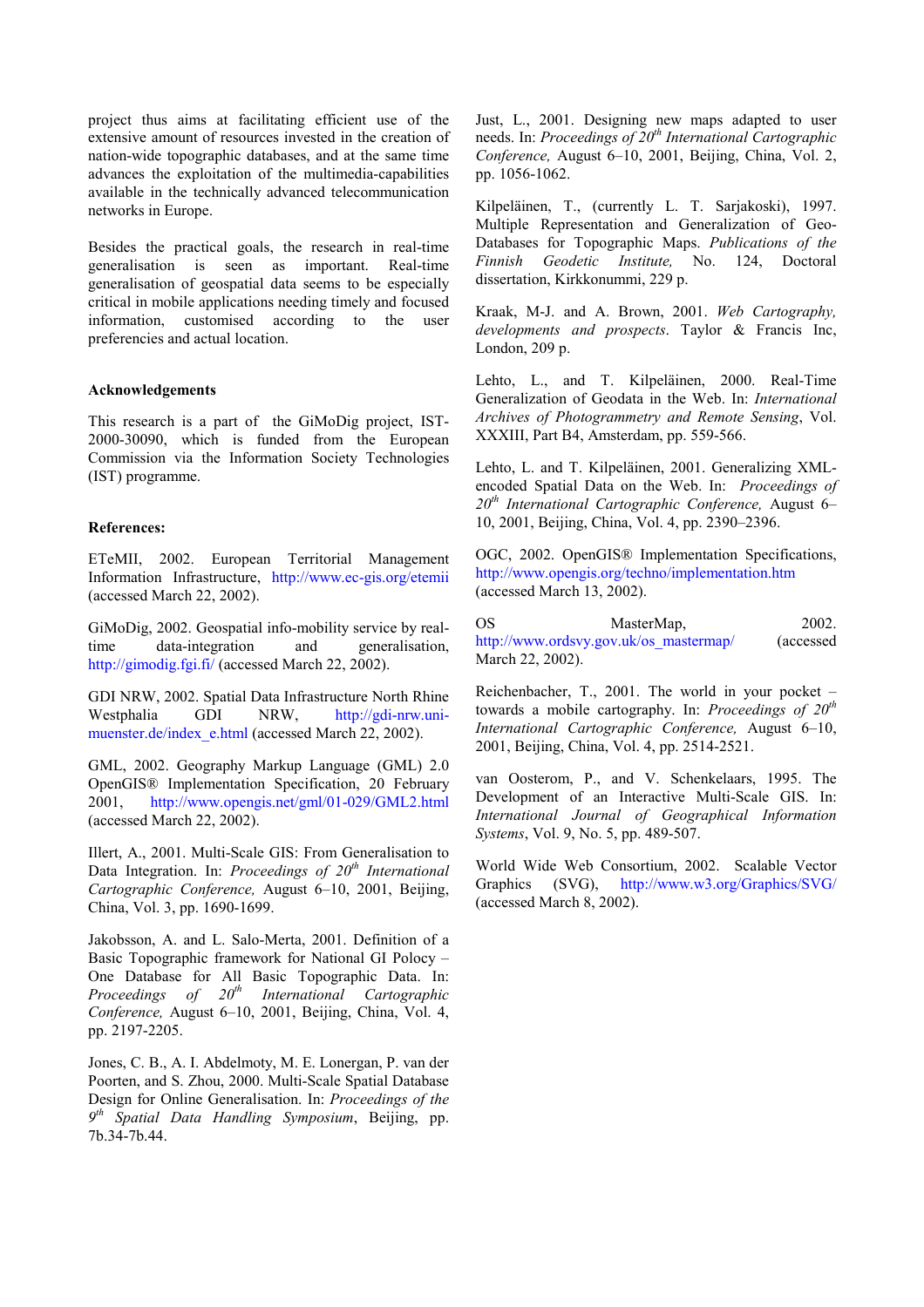project thus aims at facilitating efficient use of the extensive amount of resources invested in the creation of nation-wide topographic databases, and at the same time advances the exploitation of the multimedia-capabilities available in the technically advanced telecommunication networks in Europe.

Besides the practical goals, the research in real-time generalisation is seen as important. Real-time generalisation of geospatial data seems to be especially critical in mobile applications needing timely and focused information, customised according to the user preferencies and actual location.

## Acknowledgements

This research is a part of the GiMoDig project, IST-2000-30090, which is funded from the European Commission via the Information Society Technologies (IST) programme.

## References:

ETeMII, 2002. European Territorial Management Information Infrastructure, http://www.ec-gis.org/etemii (accessed March 22, 2002).

GiMoDig, 2002. Geospatial info-mobility service by real-time data-integration and generalisation, http://gimodig.fgi.fi/ (accessed March 22, 2002).

GDI NRW, 2002. Spatial Data Infrastructure North Rhine Westphalia GDI NRW, http://gdi-nrw.uni-muenster.de/index_e.html (accessed March 22, 2002).

GML, 2002. Geography Markup Language (GML) 2.0 OpenGIS® Implementation Specification, 20 February 2001, http://www.opengis.net/gml/01-029/GML2.html (accessed March 22, 2002).

Illert, A., 2001. Multi-Scale GIS: From Generalisation to Data Integration. In: *Proceedings of 20th International Cartographic Conference,* August 6–10, 2001, Beijing, China, Vol. 3, pp. 1690-1699.

Jakobsson, A. and L. Salo-Merta, 2001. Definition of a Basic Topographic framework for National GI Polocy – One Database for All Basic Topographic Data. In: *Proceedings of 20th International Cartographic Conference,* August 6–10, 2001, Beijing, China, Vol. 4, pp. 2197-2205.

Jones, C. B., A. I. Abdelmoty, M. E. Lonergan, P. van der Poorten, and S. Zhou, 2000. Multi-Scale Spatial Database Design for Online Generalisation. In: *Proceedings of the 9th Spatial Data Handling Symposium*, Beijing, pp. 7b.34-7b.44.

Just, L., 2001. Designing new maps adapted to user needs. In: *Proceedings of 20th International Cartographic Conference,* August 6–10, 2001, Beijing, China, Vol. 2, pp. 1056-1062.

Kilpeläinen, T., (currently L. T. Sarjakoski), 1997. Multiple Representation and Generalization of Geo-Databases for Topographic Maps. *Publications of the Finnish Geodetic Institute,* No. 124, Doctoral dissertation, Kirkkonummi, 229 p.

Kraak, M-J. and A. Brown, 2001. *Web Cartography, developments and prospects*. Taylor & Francis Inc, London, 209 p.

Lehto, L., and T. Kilpeläinen, 2000. Real-Time Generalization of Geodata in the Web. In: *International Archives of Photogrammetry and Remote Sensing*, Vol. XXXIII, Part B4, Amsterdam, pp. 559-566.

Lehto, L. and T. Kilpeläinen, 2001. Generalizing XML-encoded Spatial Data on the Web. In: *Proceedings of 20th International Cartographic Conference,* August 6–10, 2001, Beijing, China, Vol. 4, pp. 2390–2396.

OGC, 2002. OpenGIS® Implementation Specifications, http://www.opengis.org/techno/implementation.htm (accessed March 13, 2002).

OS MasterMap, 2002. http://www.ordsvy.gov.uk/os_mastermap/ (accessed March 22, 2002).

Reichenbacher, T., 2001. The world in your pocket – towards a mobile cartography. In: *Proceedings of 20th International Cartographic Conference,* August 6–10, 2001, Beijing, China, Vol. 4, pp. 2514-2521.

van Oosterom, P., and V. Schenkelaars, 1995. The Development of an Interactive Multi-Scale GIS. In: *International Journal of Geographical Information Systems*, Vol. 9, No. 5, pp. 489-507.

World Wide Web Consortium, 2002. Scalable Vector Graphics (SVG), http://www.w3.org/Graphics/SVG/ (accessed March 8, 2002).